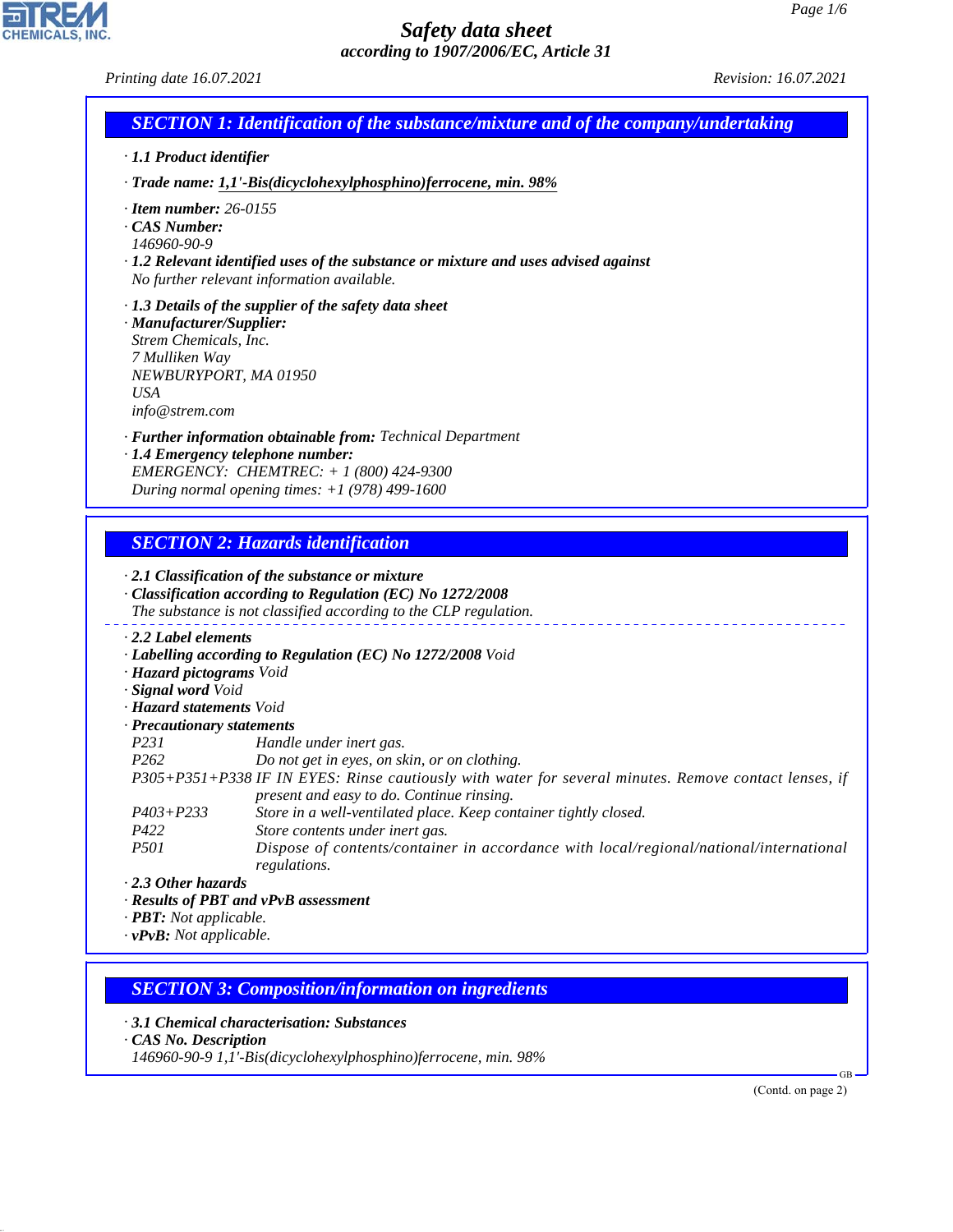# Safety data sheet
### according to 1907/2006/EC, Article 31

*Printing date 16.07.2021* *Revision: 16.07.2021*

## SECTION 1: Identification of the substance/mixture and of the company/undertaking

· **1.1 Product identifier**

· **Trade name: 1,1'-Bis(dicyclohexylphosphino)ferrocene, min. 98%**

· **Item number:** 26-0155
· **CAS Number:**
146960-90-9
· **1.2 Relevant identified uses of the substance or mixture and uses advised against**
No further relevant information available.

· **1.3 Details of the supplier of the safety data sheet**
· **Manufacturer/Supplier:**
Strem Chemicals, Inc.
7 Mulliken Way
NEWBURYPORT, MA 01950
USA
info@strem.com

· **Further information obtainable from:** Technical Department
· **1.4 Emergency telephone number:**
EMERGENCY: CHEMTREC: + 1 (800) 424-9300
During normal opening times: +1 (978) 499-1600

## SECTION 2: Hazards identification

· **2.1 Classification of the substance or mixture**
· **Classification according to Regulation (EC) No 1272/2008**
The substance is not classified according to the CLP regulation.

· **2.2 Label elements**
· **Labelling according to Regulation (EC) No 1272/2008** Void
· **Hazard pictograms** Void
· **Signal word** Void
· **Hazard statements** Void
· **Precautionary statements**

| | |
|---|---|
| P231 | Handle under inert gas. |
| P262 | Do not get in eyes, on skin, or on clothing. |
| P305+P351+P338 | IF IN EYES: Rinse cautiously with water for several minutes. Remove contact lenses, if present and easy to do. Continue rinsing. |
| P403+P233 | Store in a well-ventilated place. Keep container tightly closed. |
| P422 | Store contents under inert gas. |
| P501 | Dispose of contents/container in accordance with local/regional/national/international regulations. |

· **2.3 Other hazards**
· **Results of PBT and vPvB assessment**
· **PBT:** Not applicable.
· **vPvB:** Not applicable.

## SECTION 3: Composition/information on ingredients

· **3.1 Chemical characterisation: Substances**
· **CAS No. Description**
146960-90-9 1,1'-Bis(dicyclohexylphosphino)ferrocene, min. 98%

(Contd. on page 2)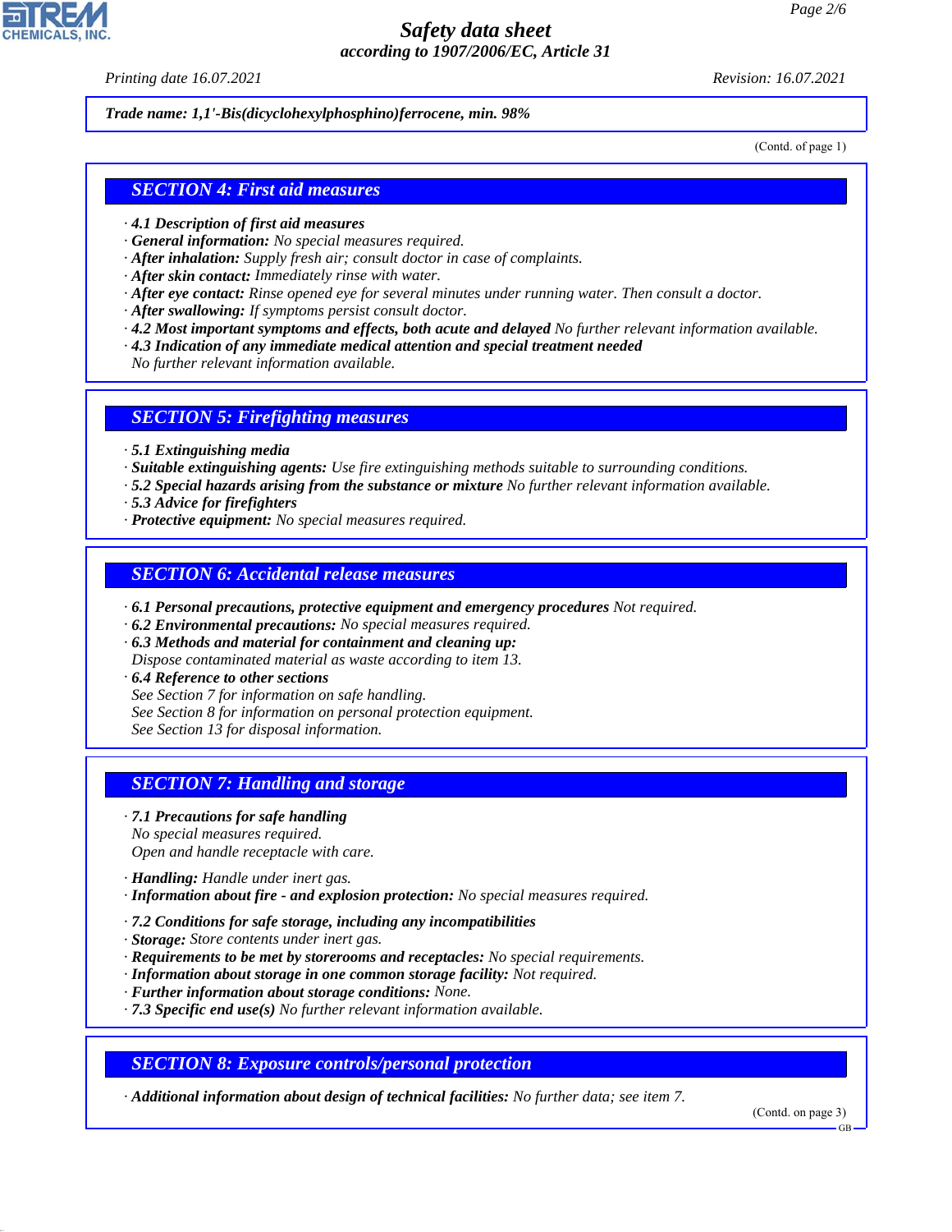Trade name: 1,1'-Bis(dicyclohexylphosphino)ferrocene, min. 98%

(Contd. of page 1)

## SECTION 4: First aid measures

· **4.1 Description of first aid measures**
· **General information:** No special measures required.
· **After inhalation:** Supply fresh air; consult doctor in case of complaints.
· **After skin contact:** Immediately rinse with water.
· **After eye contact:** Rinse opened eye for several minutes under running water. Then consult a doctor.
· **After swallowing:** If symptoms persist consult doctor.
· **4.2 Most important symptoms and effects, both acute and delayed** No further relevant information available.
· **4.3 Indication of any immediate medical attention and special treatment needed**
No further relevant information available.

## SECTION 5: Firefighting measures

· **5.1 Extinguishing media**
· **Suitable extinguishing agents:** Use fire extinguishing methods suitable to surrounding conditions.
· **5.2 Special hazards arising from the substance or mixture** No further relevant information available.
· **5.3 Advice for firefighters**
· **Protective equipment:** No special measures required.

## SECTION 6: Accidental release measures

· **6.1 Personal precautions, protective equipment and emergency procedures** Not required.
· **6.2 Environmental precautions:** No special measures required.
· **6.3 Methods and material for containment and cleaning up:**
Dispose contaminated material as waste according to item 13.
· **6.4 Reference to other sections**
See Section 7 for information on safe handling.
See Section 8 for information on personal protection equipment.
See Section 13 for disposal information.

## SECTION 7: Handling and storage

· **7.1 Precautions for safe handling**
No special measures required.
Open and handle receptacle with care.

· **Handling:** Handle under inert gas.
· **Information about fire - and explosion protection:** No special measures required.

· **7.2 Conditions for safe storage, including any incompatibilities**
· **Storage:** Store contents under inert gas.
· **Requirements to be met by storerooms and receptacles:** No special requirements.
· **Information about storage in one common storage facility:** Not required.
· **Further information about storage conditions:** None.
· **7.3 Specific end use(s)** No further relevant information available.

## SECTION 8: Exposure controls/personal protection

· **Additional information about design of technical facilities:** No further data; see item 7.

(Contd. on page 3)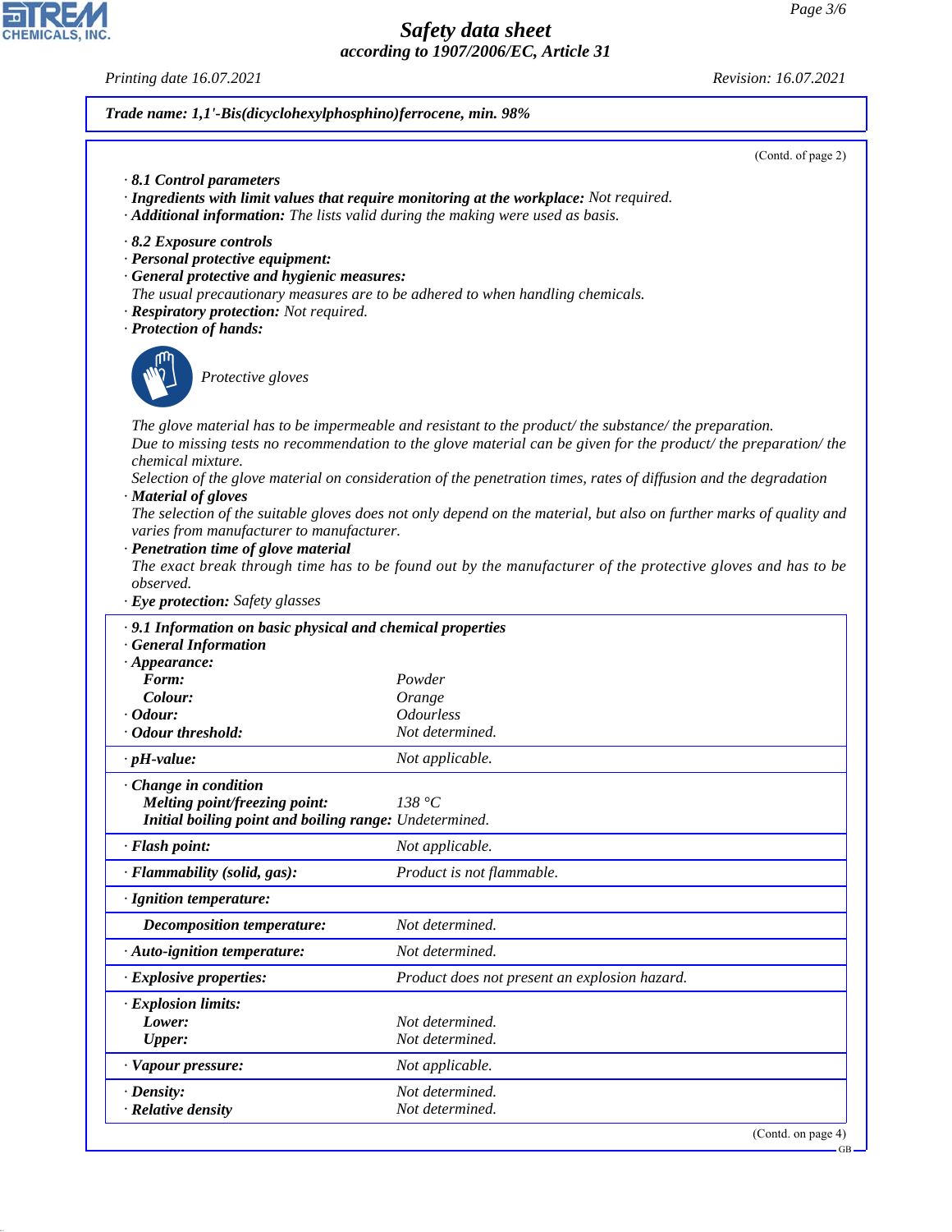*Trade name: 1,1'-Bis(dicyclohexylphosphino)ferrocene, min. 98%*

(Contd. of page 2)

· **8.1 Control parameters**
· **Ingredients with limit values that require monitoring at the workplace:** Not required.
· **Additional information:** The lists valid during the making were used as basis.

· **8.2 Exposure controls**
· **Personal protective equipment:**
· **General protective and hygienic measures:**
The usual precautionary measures are to be adhered to when handling chemicals.
· **Respiratory protection:** Not required.
· **Protection of hands:**

Protective gloves

The glove material has to be impermeable and resistant to the product/ the substance/ the preparation.
Due to missing tests no recommendation to the glove material can be given for the product/ the preparation/ the chemical mixture.
Selection of the glove material on consideration of the penetration times, rates of diffusion and the degradation
· **Material of gloves**
The selection of the suitable gloves does not only depend on the material, but also on further marks of quality and varies from manufacturer to manufacturer.
· **Penetration time of glove material**
The exact break through time has to be found out by the manufacturer of the protective gloves and has to be observed.
· **Eye protection:** Safety glasses

| · **9.1 Information on basic physical and chemical properties** | |
|---|---|
| · **General Information** | |
| · **Appearance:** | |
| **Form:** | Powder |
| **Colour:** | Orange |
| · **Odour:** | Odourless |
| · **Odour threshold:** | Not determined. |
| · **pH-value:** | Not applicable. |
| · **Change in condition** | |
| **Melting point/freezing point:** | 138 °C |
| **Initial boiling point and boiling range:** | Undetermined. |
| · **Flash point:** | Not applicable. |
| · **Flammability (solid, gas):** | Product is not flammable. |
| · **Ignition temperature:** | |
| **Decomposition temperature:** | Not determined. |
| · **Auto-ignition temperature:** | Not determined. |
| · **Explosive properties:** | Product does not present an explosion hazard. |
| · **Explosion limits:** | |
| **Lower:** | Not determined. |
| **Upper:** | Not determined. |
| · **Vapour pressure:** | Not applicable. |
| · **Density:** | Not determined. |
| · **Relative density** | Not determined. |

(Contd. on page 4)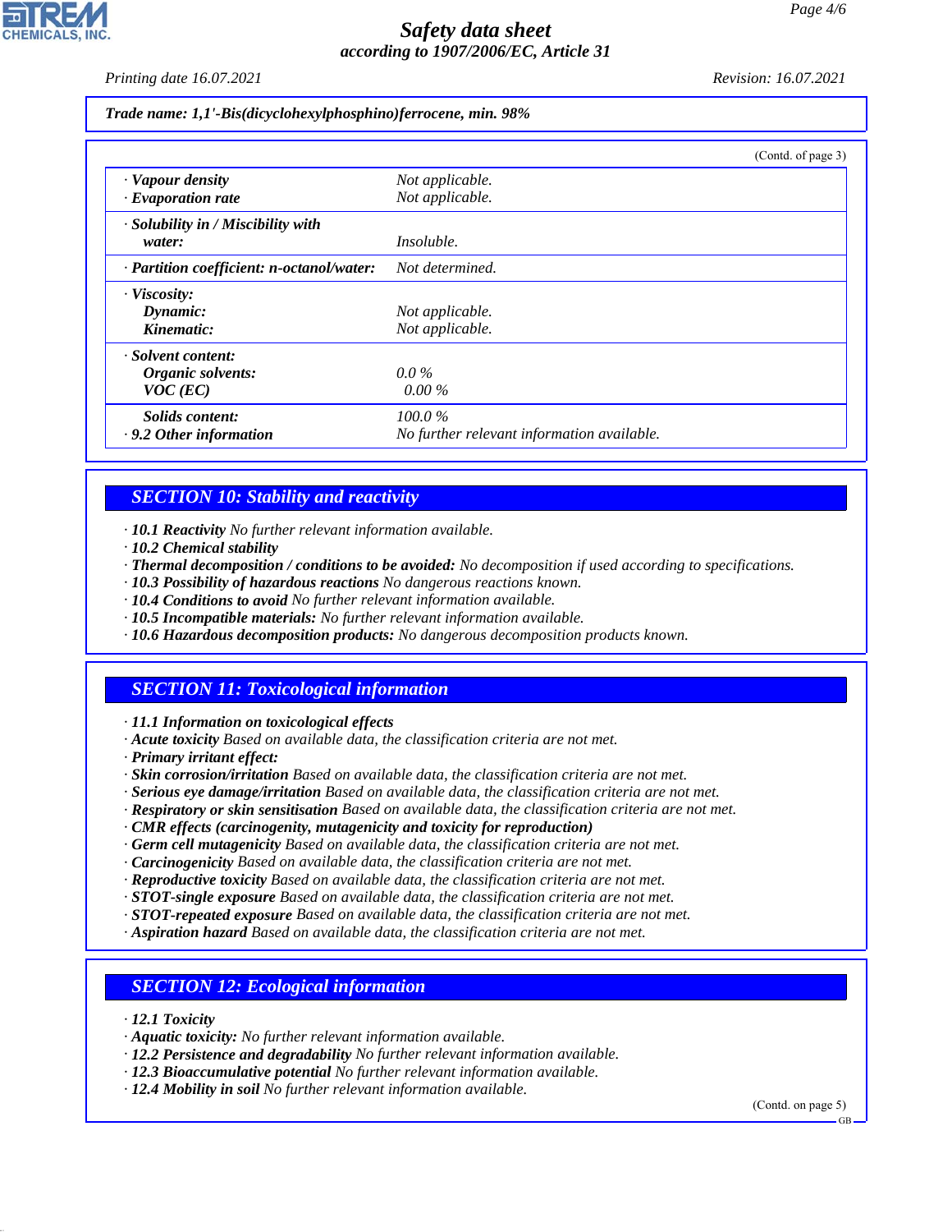*Trade name: 1,1'-Bis(dicyclohexylphosphino)ferrocene, min. 98%*

(Contd. of page 3)

| | |
|---|---|
| · **Vapour density** | Not applicable. |
| · **Evaporation rate** | Not applicable. |
| · **Solubility in / Miscibility with water:** | Insoluble. |
| · **Partition coefficient: n-octanol/water:** | Not determined. |
| · **Viscosity:** | |
| **Dynamic:** | Not applicable. |
| **Kinematic:** | Not applicable. |
| · **Solvent content:** | |
| **Organic solvents:** | 0.0 % |
| **VOC (EC)** | 0.00 % |
| **Solids content:** | 100.0 % |
| · **9.2 Other information** | No further relevant information available. |

## SECTION 10: Stability and reactivity

· **10.1 Reactivity** No further relevant information available.
· **10.2 Chemical stability**
· **Thermal decomposition / conditions to be avoided:** No decomposition if used according to specifications.
· **10.3 Possibility of hazardous reactions** No dangerous reactions known.
· **10.4 Conditions to avoid** No further relevant information available.
· **10.5 Incompatible materials:** No further relevant information available.
· **10.6 Hazardous decomposition products:** No dangerous decomposition products known.

## SECTION 11: Toxicological information

· **11.1 Information on toxicological effects**
· **Acute toxicity** Based on available data, the classification criteria are not met.
· **Primary irritant effect:**
· **Skin corrosion/irritation** Based on available data, the classification criteria are not met.
· **Serious eye damage/irritation** Based on available data, the classification criteria are not met.
· **Respiratory or skin sensitisation** Based on available data, the classification criteria are not met.
· **CMR effects (carcinogenity, mutagenicity and toxicity for reproduction)**
· **Germ cell mutagenicity** Based on available data, the classification criteria are not met.
· **Carcinogenicity** Based on available data, the classification criteria are not met.
· **Reproductive toxicity** Based on available data, the classification criteria are not met.
· **STOT-single exposure** Based on available data, the classification criteria are not met.
· **STOT-repeated exposure** Based on available data, the classification criteria are not met.
· **Aspiration hazard** Based on available data, the classification criteria are not met.

## SECTION 12: Ecological information

· **12.1 Toxicity**
· **Aquatic toxicity:** No further relevant information available.
· **12.2 Persistence and degradability** No further relevant information available.
· **12.3 Bioaccumulative potential** No further relevant information available.
· **12.4 Mobility in soil** No further relevant information available.

(Contd. on page 5)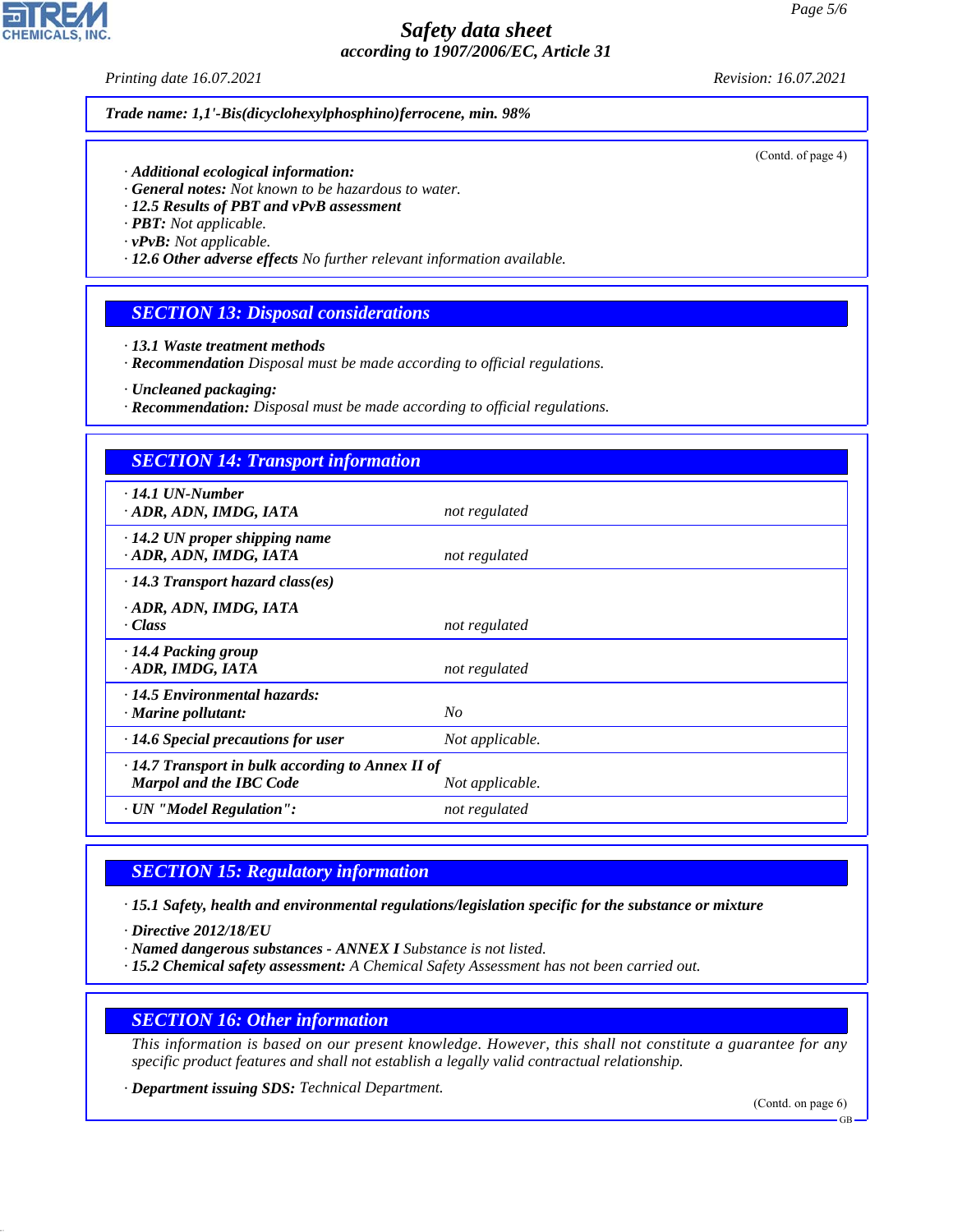**Trade name: 1,1'-Bis(dicyclohexylphosphino)ferrocene, min. 98%**

(Contd. of page 4)

· **Additional ecological information:**
· **General notes:** Not known to be hazardous to water.
· **12.5 Results of PBT and vPvB assessment**
· **PBT:** Not applicable.
· **vPvB:** Not applicable.
· **12.6 Other adverse effects** No further relevant information available.

## SECTION 13: Disposal considerations

· **13.1 Waste treatment methods**
· **Recommendation** Disposal must be made according to official regulations.

· **Uncleaned packaging:**
· **Recommendation:** Disposal must be made according to official regulations.

## SECTION 14: Transport information

| | |
|---|---|
| · **14.1 UN-Number**<br>· **ADR, ADN, IMDG, IATA** | not regulated |
| · **14.2 UN proper shipping name**<br>· **ADR, ADN, IMDG, IATA** | not regulated |
| · **14.3 Transport hazard class(es)**<br>· **ADR, ADN, IMDG, IATA**<br>· **Class** | not regulated |
| · **14.4 Packing group**<br>· **ADR, IMDG, IATA** | not regulated |
| · **14.5 Environmental hazards:**<br>· **Marine pollutant:** | No |
| · **14.6 Special precautions for user** | Not applicable. |
| · **14.7 Transport in bulk according to Annex II of Marpol and the IBC Code** | Not applicable. |
| · **UN "Model Regulation":** | not regulated |

## SECTION 15: Regulatory information

· **15.1 Safety, health and environmental regulations/legislation specific for the substance or mixture**

· **Directive 2012/18/EU**
· **Named dangerous substances - ANNEX I** Substance is not listed.
· **15.2 Chemical safety assessment:** A Chemical Safety Assessment has not been carried out.

## SECTION 16: Other information

This information is based on our present knowledge. However, this shall not constitute a guarantee for any specific product features and shall not establish a legally valid contractual relationship.

· **Department issuing SDS:** Technical Department.

(Contd. on page 6)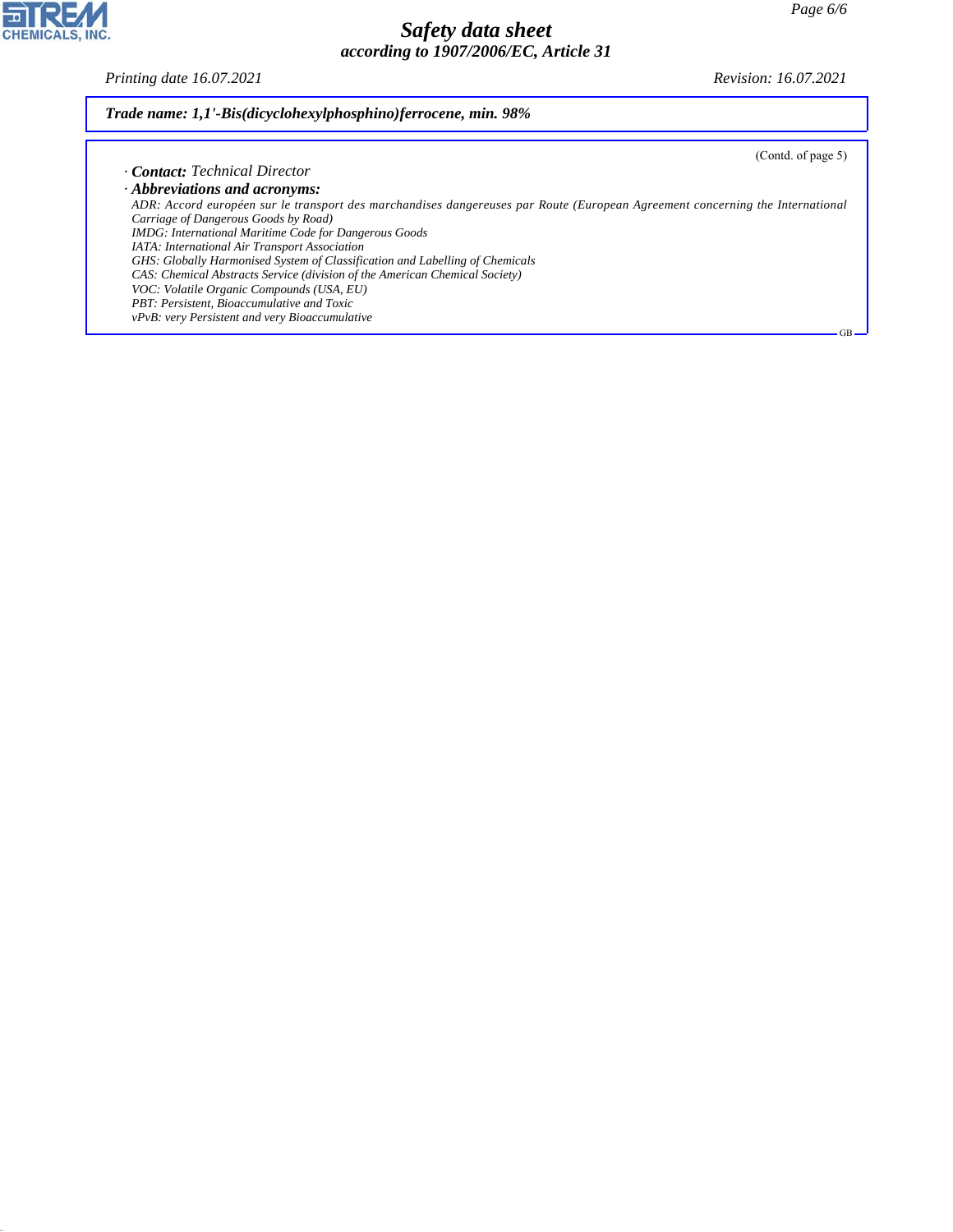**Safety data sheet**
**according to 1907/2006/EC, Article 31**

*Printing date 16.07.2021* *Revision: 16.07.2021*

**Trade name: 1,1'-Bis(dicyclohexylphosphino)ferrocene, min. 98%**

(Contd. of page 5)

· **Contact:** Technical Director

· ***Abbreviations and acronyms:***

*ADR: Accord européen sur le transport des marchandises dangereuses par Route (European Agreement concerning the International Carriage of Dangerous Goods by Road)*
*IMDG: International Maritime Code for Dangerous Goods*
*IATA: International Air Transport Association*
*GHS: Globally Harmonised System of Classification and Labelling of Chemicals*
*CAS: Chemical Abstracts Service (division of the American Chemical Society)*
*VOC: Volatile Organic Compounds (USA, EU)*
*PBT: Persistent, Bioaccumulative and Toxic*
*vPvB: very Persistent and very Bioaccumulative*

GB